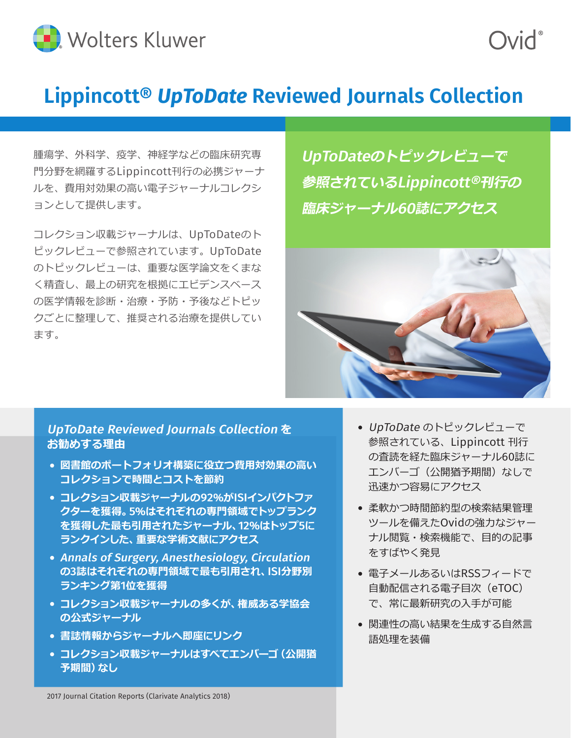Wolters Kluwer

Ovid®

# Lippincott® *UpToDate* Reviewed Journals Collection

腫瘍学、外科学、疫学、神経学などの臨床研究専門分野を網羅するLippincott刊行の必携ジャーナルを、費用対効果の高い電子ジャーナルコレクションとして提供します。

コレクション収載ジャーナルは、UpToDateのトピックレビューで参照されています。UpToDateのトピックレビューは、重要な医学論文をくまなく精査し、最上の研究を根拠にエビデンスベースの医学情報を診断・治療・予防・予後などトピックごとに整理して、推奨される治療を提供しています。

***UpToDateのトピックレビューで参照されているLippincott®刊行の臨床ジャーナル60誌にアクセス***

## *UpToDate Reviewed Journals Collection* をお勧めする理由

- **図書館のポートフォリオ構築に役立つ費用対効果の高いコレクションで時間とコストを節約**
- **コレクション収載ジャーナルの92%がISIインパクトファクターを獲得。5%はそれぞれの専門領域でトップランクを獲得した最も引用されたジャーナル、12%はトップ5にランクインした、重要な学術文献にアクセス**
- ***Annals of Surgery, Anesthesiology, Circulation* の3誌はそれぞれの専門領域で最も引用され、ISI分野別ランキング第1位を獲得**
- **コレクション収載ジャーナルの多くが、権威ある学協会の公式ジャーナル**
- **書誌情報からジャーナルへ即座にリンク**
- **コレクション収載ジャーナルはすべてエンバーゴ（公開猶予期間）なし**

2017 Journal Citation Reports (Clarivate Analytics 2018)

- *UpToDate* のトピックレビューで参照されている、Lippincott 刊行の査読を経た臨床ジャーナル60誌にエンバーゴ（公開猶予期間）なしで迅速かつ容易にアクセス
- 柔軟かつ時間節約型の検索結果管理ツールを備えたOvidの強力なジャーナル閲覧・検索機能で、目的の記事をすばやく発見
- 電子メールあるいはRSSフィードで自動配信される電子目次（eTOC）で、常に最新研究の入手が可能
- 関連性の高い結果を生成する自然言語処理を装備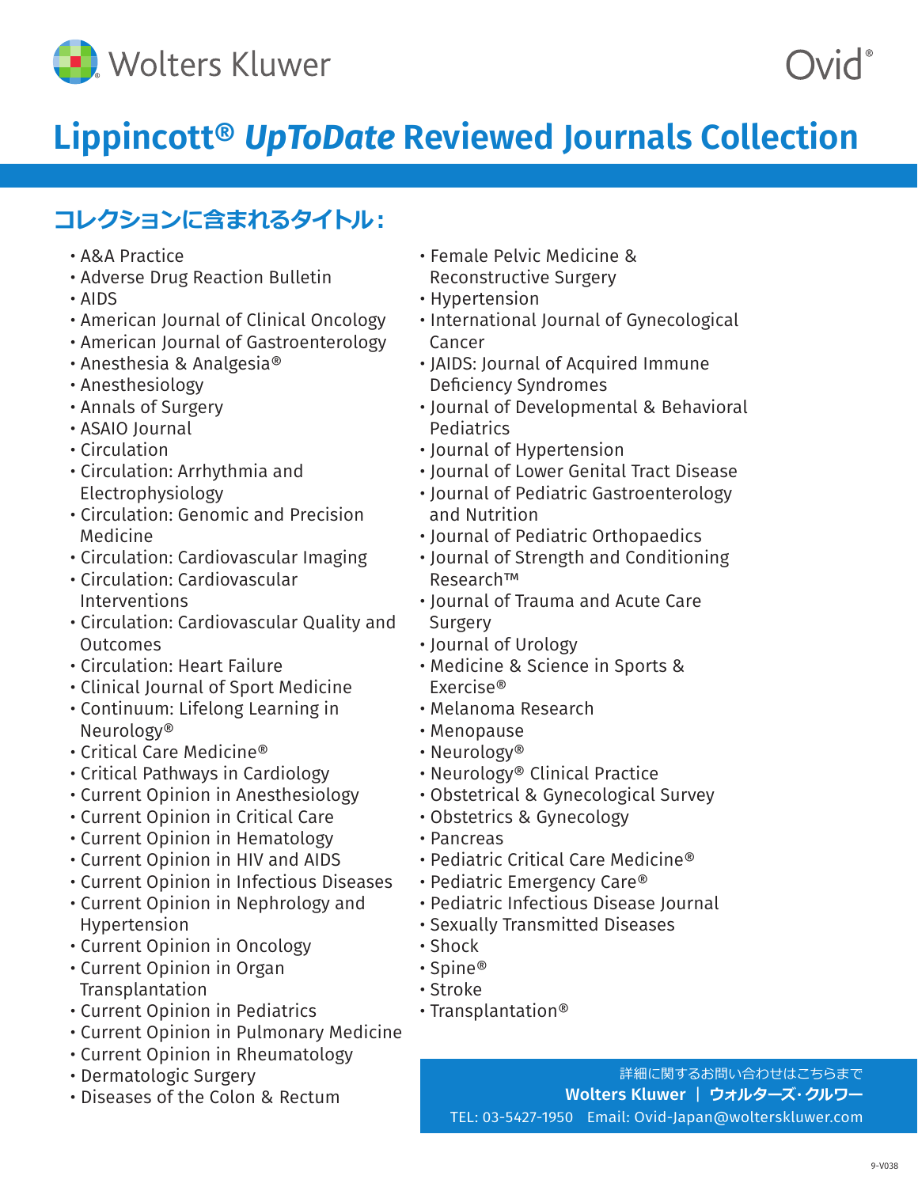Wolters Kluwer

Ovid®

# Lippincott® *UpToDate* Reviewed Journals Collection

## コレクションに含まれるタイトル：

- A&A Practice
- Adverse Drug Reaction Bulletin
- AIDS
- American Journal of Clinical Oncology
- American Journal of Gastroenterology
- Anesthesia & Analgesia®
- Anesthesiology
- Annals of Surgery
- ASAIO Journal
- Circulation
- Circulation: Arrhythmia and Electrophysiology
- Circulation: Genomic and Precision Medicine
- Circulation: Cardiovascular Imaging
- Circulation: Cardiovascular Interventions
- Circulation: Cardiovascular Quality and Outcomes
- Circulation: Heart Failure
- Clinical Journal of Sport Medicine
- Continuum: Lifelong Learning in Neurology®
- Critical Care Medicine®
- Critical Pathways in Cardiology
- Current Opinion in Anesthesiology
- Current Opinion in Critical Care
- Current Opinion in Hematology
- Current Opinion in HIV and AIDS
- Current Opinion in Infectious Diseases
- Current Opinion in Nephrology and Hypertension
- Current Opinion in Oncology
- Current Opinion in Organ Transplantation
- Current Opinion in Pediatrics
- Current Opinion in Pulmonary Medicine
- Current Opinion in Rheumatology
- Dermatologic Surgery
- Diseases of the Colon & Rectum
- Female Pelvic Medicine & Reconstructive Surgery
- Hypertension
- International Journal of Gynecological Cancer
- JAIDS: Journal of Acquired Immune Deficiency Syndromes
- Journal of Developmental & Behavioral Pediatrics
- Journal of Hypertension
- Journal of Lower Genital Tract Disease
- Journal of Pediatric Gastroenterology and Nutrition
- Journal of Pediatric Orthopaedics
- Journal of Strength and Conditioning Research™
- Journal of Trauma and Acute Care Surgery
- Journal of Urology
- Medicine & Science in Sports & Exercise®
- Melanoma Research
- Menopause
- Neurology®
- Neurology® Clinical Practice
- Obstetrical & Gynecological Survey
- Obstetrics & Gynecology
- Pancreas
- Pediatric Critical Care Medicine®
- Pediatric Emergency Care®
- Pediatric Infectious Disease Journal
- Sexually Transmitted Diseases
- Shock
- Spine®
- Stroke
- Transplantation®

詳細に関するお問い合わせはこちらまで
**Wolters Kluwer ｜ ウォルターズ・クルワー**
TEL: 03-5427-1950　Email: Ovid-Japan@wolterskluwer.com

9-V038